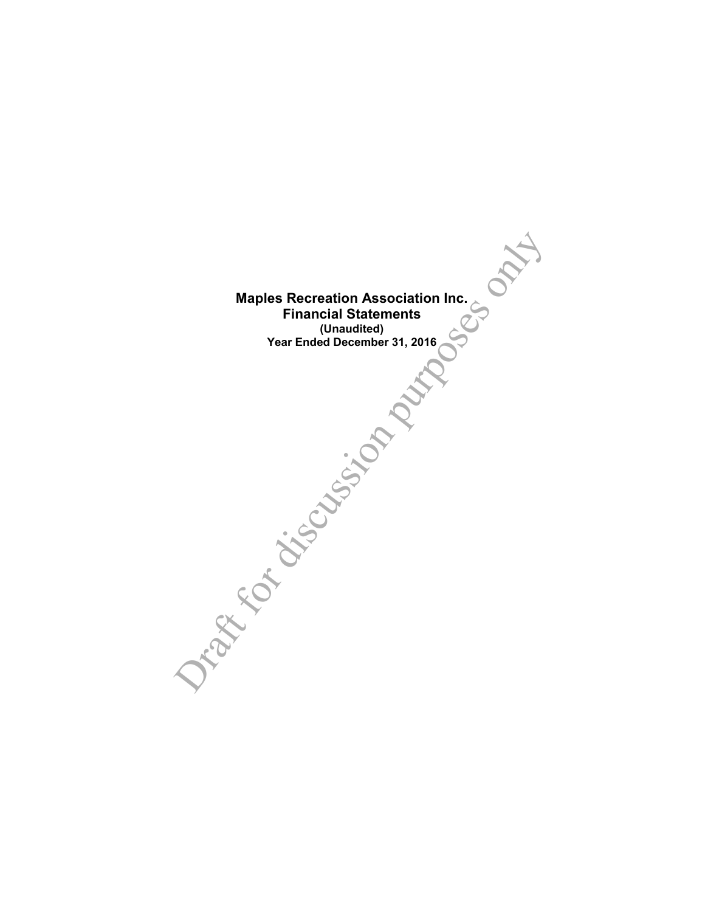# Maples Recreation Association Inc.
## Financial Statements
**(Unaudited)**
**Year Ended December 31, 2016**

Draft for discussion purposes only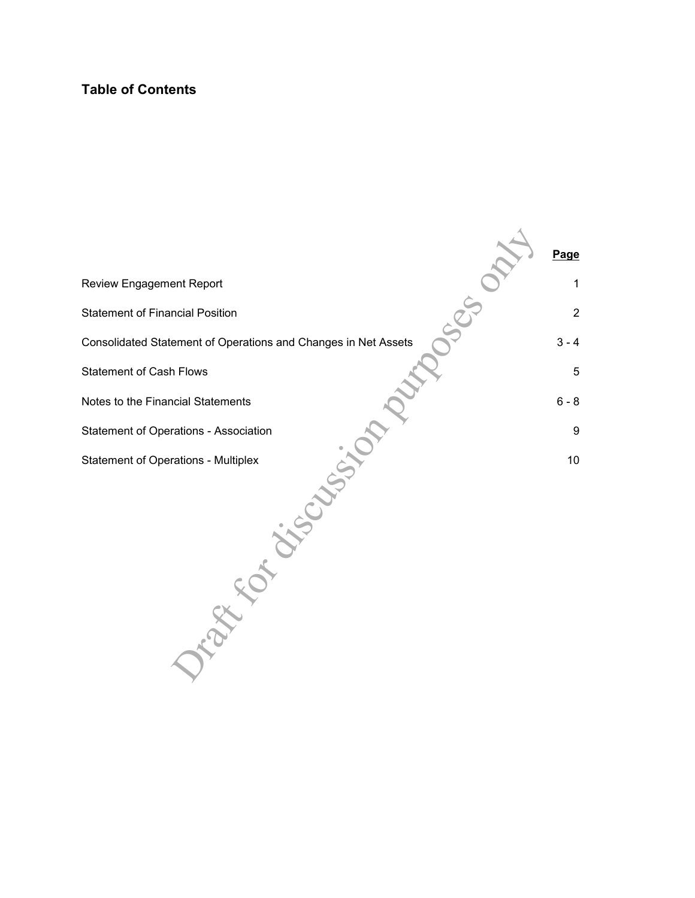## Table of Contents

| | Page |
|---|---|
| Review Engagement Report | 1 |
| Statement of Financial Position | 2 |
| Consolidated Statement of Operations and Changes in Net Assets | 3 - 4 |
| Statement of Cash Flows | 5 |
| Notes to the Financial Statements | 6 - 8 |
| Statement of Operations - Association | 9 |
| Statement of Operations - Multiplex | 10 |

Draft for discussion purposes only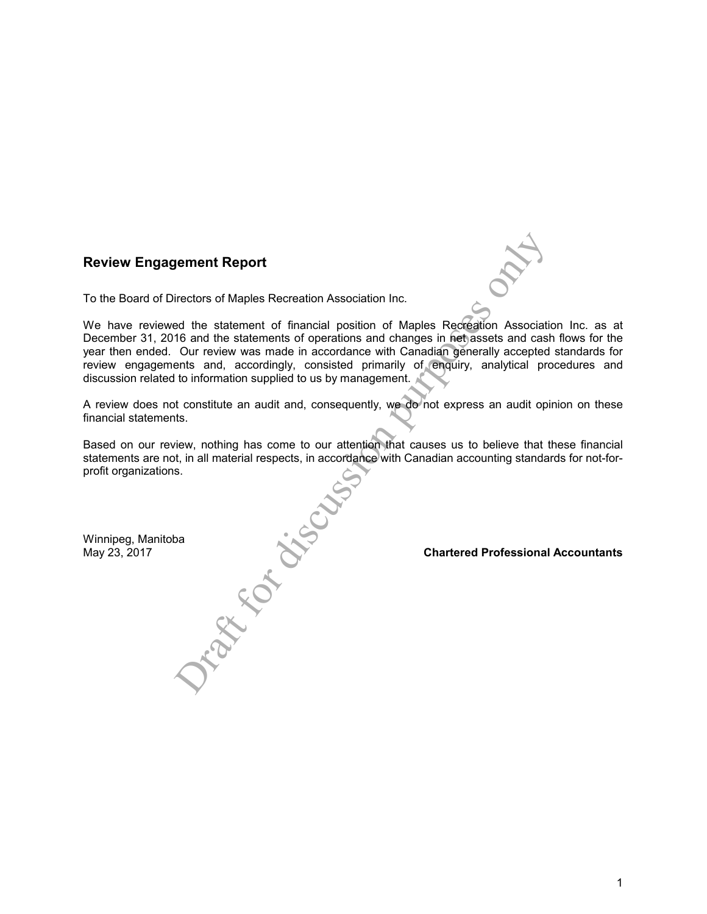## Review Engagement Report

To the Board of Directors of Maples Recreation Association Inc.

We have reviewed the statement of financial position of Maples Recreation Association Inc. as at December 31, 2016 and the statements of operations and changes in net assets and cash flows for the year then ended. Our review was made in accordance with Canadian generally accepted standards for review engagements and, accordingly, consisted primarily of enquiry, analytical procedures and discussion related to information supplied to us by management.

A review does not constitute an audit and, consequently, we do not express an audit opinion on these financial statements.

Based on our review, nothing has come to our attention that causes us to believe that these financial statements are not, in all material respects, in accordance with Canadian accounting standards for not-for-profit organizations.

Winnipeg, Manitoba
May 23, 2017

**Chartered Professional Accountants**

Draft for discussion purposes only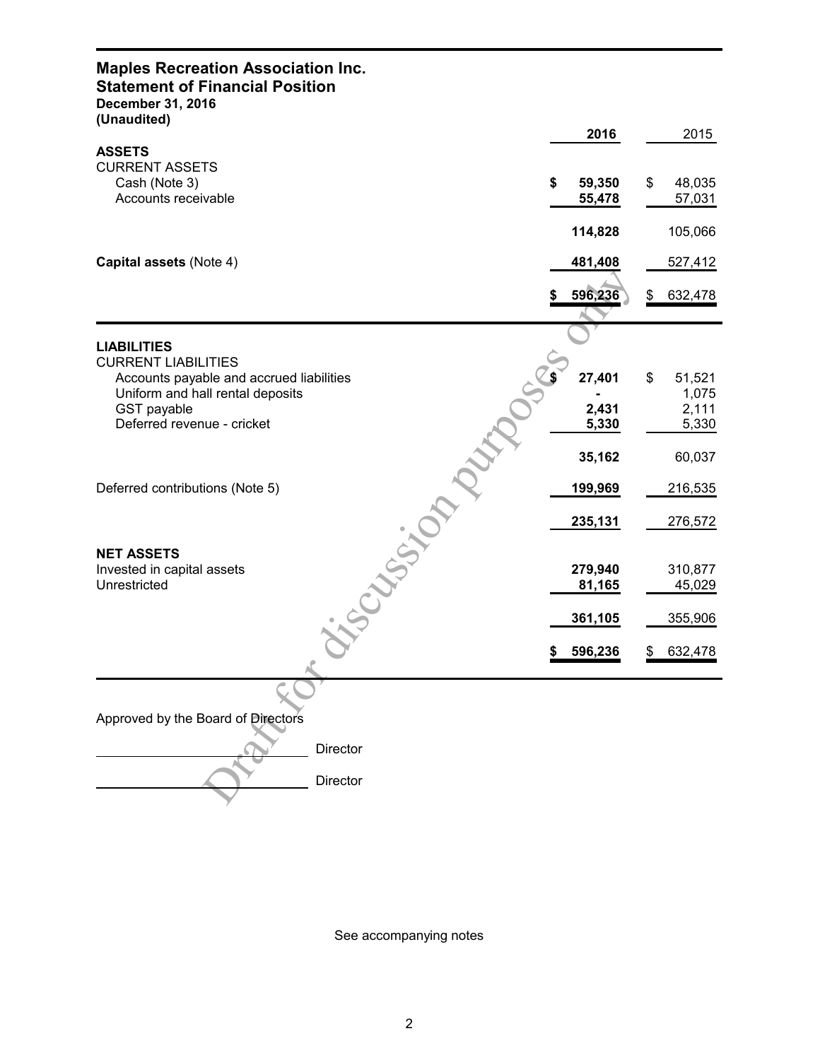# Maples Recreation Association Inc.
## Statement of Financial Position
**December 31, 2016**
**(Unaudited)**

| | 2016 | 2015 |
|---|---|---|
| **ASSETS** | | |
| CURRENT ASSETS | | |
| Cash (Note 3) | $ 59,350 | $ 48,035 |
| Accounts receivable | 55,478 | 57,031 |
| | 114,828 | 105,066 |
| **Capital assets** (Note 4) | 481,408 | 527,412 |
| | $ 596,236 | $ 632,478 |

| | 2016 | 2015 |
|---|---|---|
| **LIABILITIES** | | |
| CURRENT LIABILITIES | | |
| Accounts payable and accrued liabilities | $ 27,401 | $ 51,521 |
| Uniform and hall rental deposits | - | 1,075 |
| GST payable | 2,431 | 2,111 |
| Deferred revenue - cricket | 5,330 | 5,330 |
| | 35,162 | 60,037 |
| Deferred contributions (Note 5) | 199,969 | 216,535 |
| | 235,131 | 276,572 |
| **NET ASSETS** | | |
| Invested in capital assets | 279,940 | 310,877 |
| Unrestricted | 81,165 | 45,029 |
| | 361,105 | 355,906 |
| | $ 596,236 | $ 632,478 |

Approved by the Board of Directors

\_\_\_\_\_\_\_\_\_\_\_\_\_\_\_\_\_\_\_\_\_\_\_\_ Director

\_\_\_\_\_\_\_\_\_\_\_\_\_\_\_\_\_\_\_\_\_\_\_\_ Director

See accompanying notes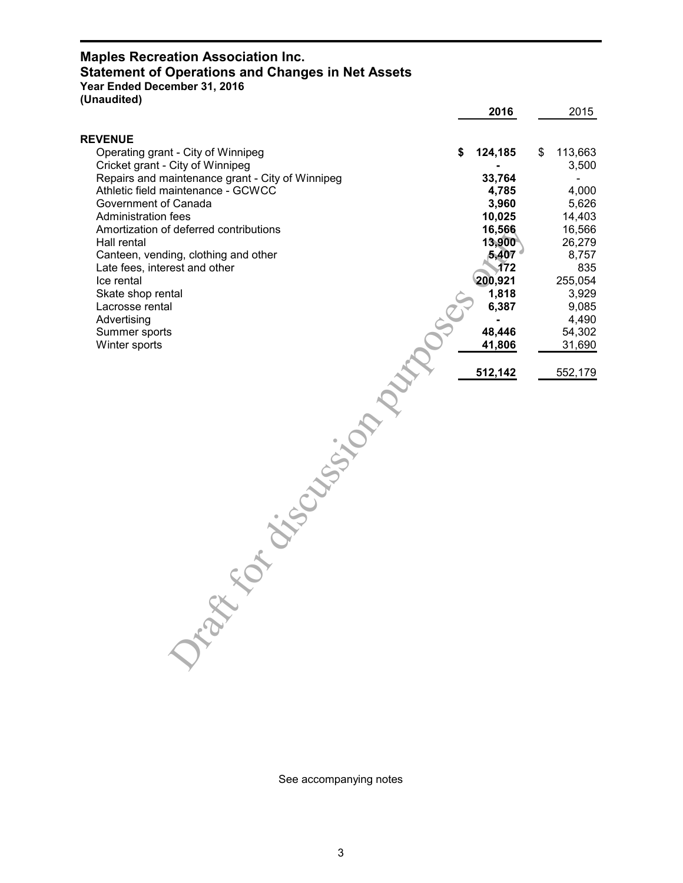# Maples Recreation Association Inc.
## Statement of Operations and Changes in Net Assets
**Year Ended December 31, 2016**
**(Unaudited)**

| | 2016 | 2015 |
|---|---|---|
| **REVENUE** | | |
| Operating grant - City of Winnipeg | $ 124,185 | $ 113,663 |
| Cricket grant - City of Winnipeg | - | 3,500 |
| Repairs and maintenance grant - City of Winnipeg | 33,764 | - |
| Athletic field maintenance - GCWCC | 4,785 | 4,000 |
| Government of Canada | 3,960 | 5,626 |
| Administration fees | 10,025 | 14,403 |
| Amortization of deferred contributions | 16,566 | 16,566 |
| Hall rental | 13,900 | 26,279 |
| Canteen, vending, clothing and other | 5,407 | 8,757 |
| Late fees, interest and other | 172 | 835 |
| Ice rental | 200,921 | 255,054 |
| Skate shop rental | 1,818 | 3,929 |
| Lacrosse rental | 6,387 | 9,085 |
| Advertising | - | 4,490 |
| Summer sports | 48,446 | 54,302 |
| Winter sports | 41,806 | 31,690 |
| | 512,142 | 552,179 |

Draft for discussion purposes only

See accompanying notes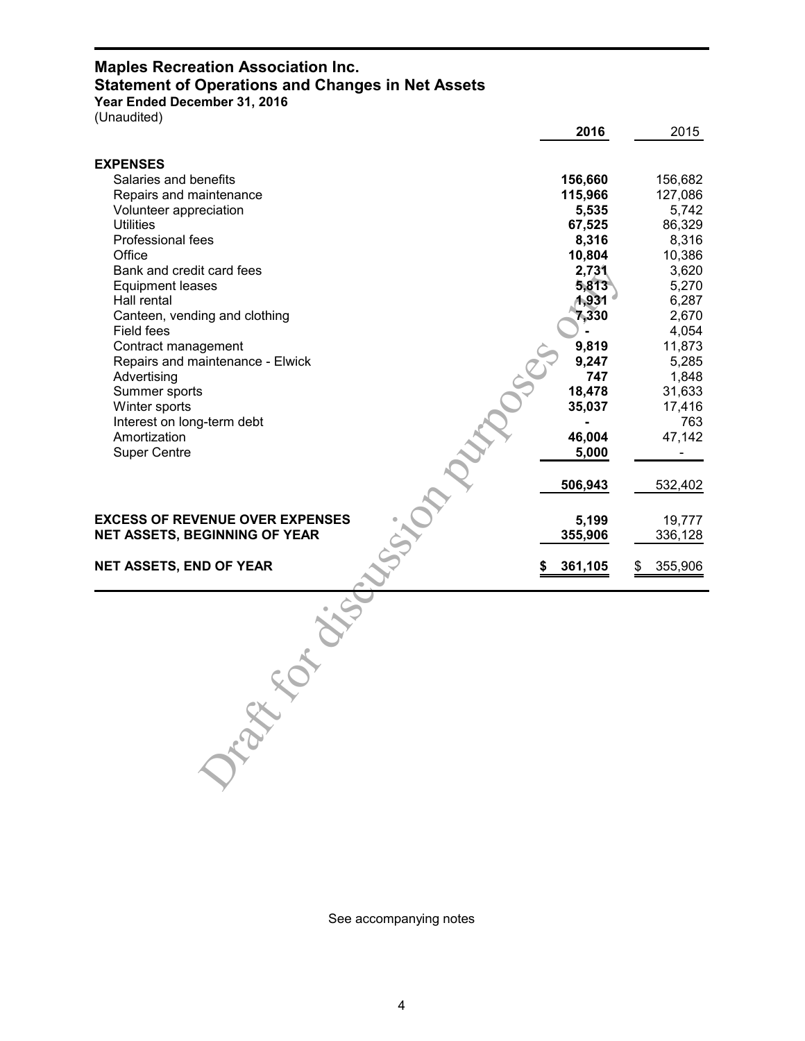# Maples Recreation Association Inc.
## Statement of Operations and Changes in Net Assets
**Year Ended December 31, 2016**
(Unaudited)

| | 2016 | 2015 |
|---|---|---|
| **EXPENSES** | | |
| Salaries and benefits | 156,660 | 156,682 |
| Repairs and maintenance | 115,966 | 127,086 |
| Volunteer appreciation | 5,535 | 5,742 |
| Utilities | 67,525 | 86,329 |
| Professional fees | 8,316 | 8,316 |
| Office | 10,804 | 10,386 |
| Bank and credit card fees | 2,731 | 3,620 |
| Equipment leases | 5,813 | 5,270 |
| Hall rental | 1,931 | 6,287 |
| Canteen, vending and clothing | 7,330 | 2,670 |
| Field fees | - | 4,054 |
| Contract management | 9,819 | 11,873 |
| Repairs and maintenance - Elwick | 9,247 | 5,285 |
| Advertising | 747 | 1,848 |
| Summer sports | 18,478 | 31,633 |
| Winter sports | 35,037 | 17,416 |
| Interest on long-term debt | - | 763 |
| Amortization | 46,004 | 47,142 |
| Super Centre | 5,000 | - |
| | 506,943 | 532,402 |
| **EXCESS OF REVENUE OVER EXPENSES** | 5,199 | 19,777 |
| **NET ASSETS, BEGINNING OF YEAR** | 355,906 | 336,128 |
| **NET ASSETS, END OF YEAR** | $ 361,105 | $ 355,906 |

Draft for discussion purposes only

See accompanying notes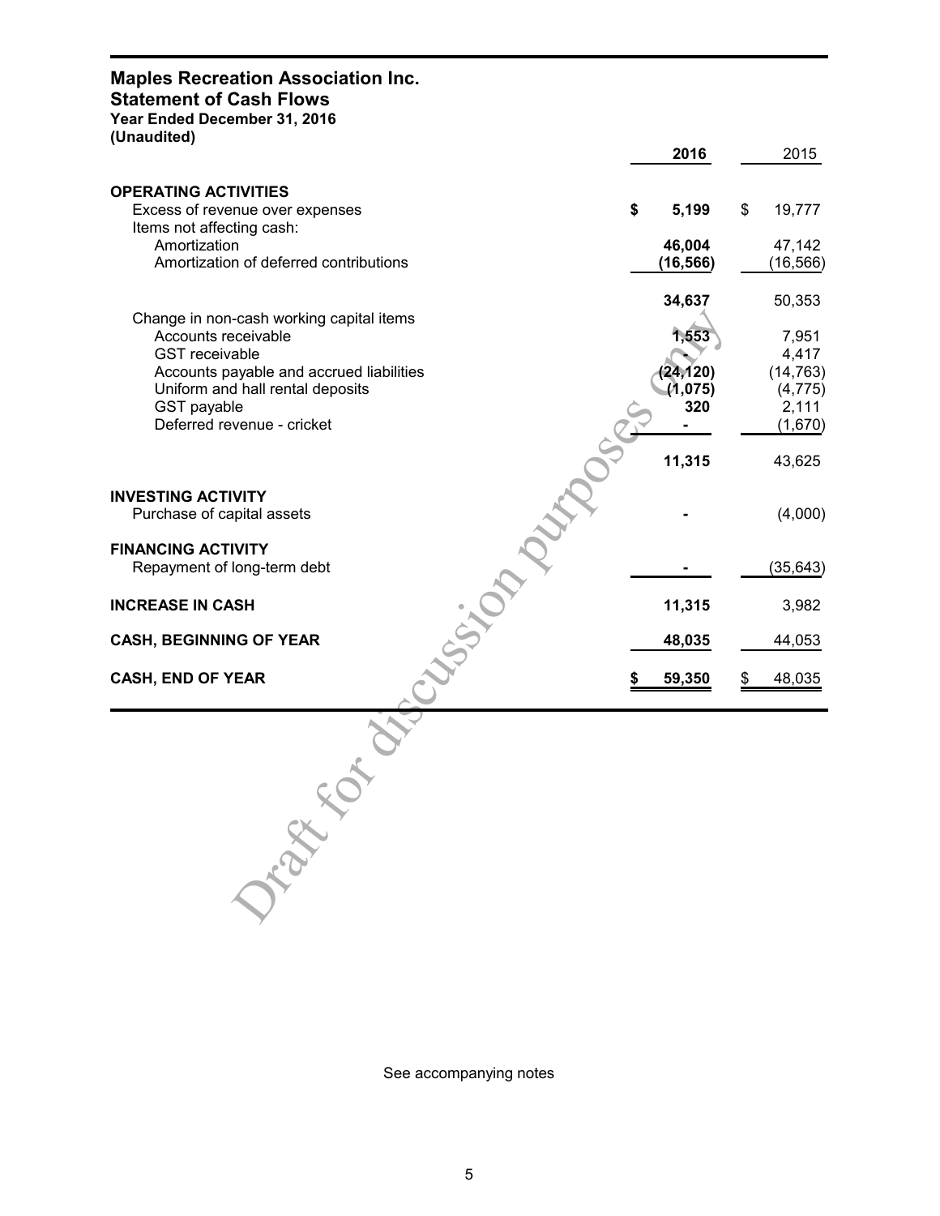# Maples Recreation Association Inc.
## Statement of Cash Flows
**Year Ended December 31, 2016**
**(Unaudited)**

| | 2016 | 2015 |
|---|---|---|
| **OPERATING ACTIVITIES** | | |
| Excess of revenue over expenses | $ 5,199 | $ 19,777 |
| Items not affecting cash: | | |
| Amortization | 46,004 | 47,142 |
| Amortization of deferred contributions | (16,566) | (16,566) |
| | 34,637 | 50,353 |
| Change in non-cash working capital items | | |
| Accounts receivable | 1,553 | 7,951 |
| GST receivable | - | 4,417 |
| Accounts payable and accrued liabilities | (24,120) | (14,763) |
| Uniform and hall rental deposits | (1,075) | (4,775) |
| GST payable | 320 | 2,111 |
| Deferred revenue - cricket | - | (1,670) |
| | 11,315 | 43,625 |
| **INVESTING ACTIVITY** | | |
| Purchase of capital assets | - | (4,000) |
| **FINANCING ACTIVITY** | | |
| Repayment of long-term debt | - | (35,643) |
| **INCREASE IN CASH** | 11,315 | 3,982 |
| **CASH, BEGINNING OF YEAR** | 48,035 | 44,053 |
| **CASH, END OF YEAR** | $ 59,350 | $ 48,035 |

Draft for discussion purposes only

See accompanying notes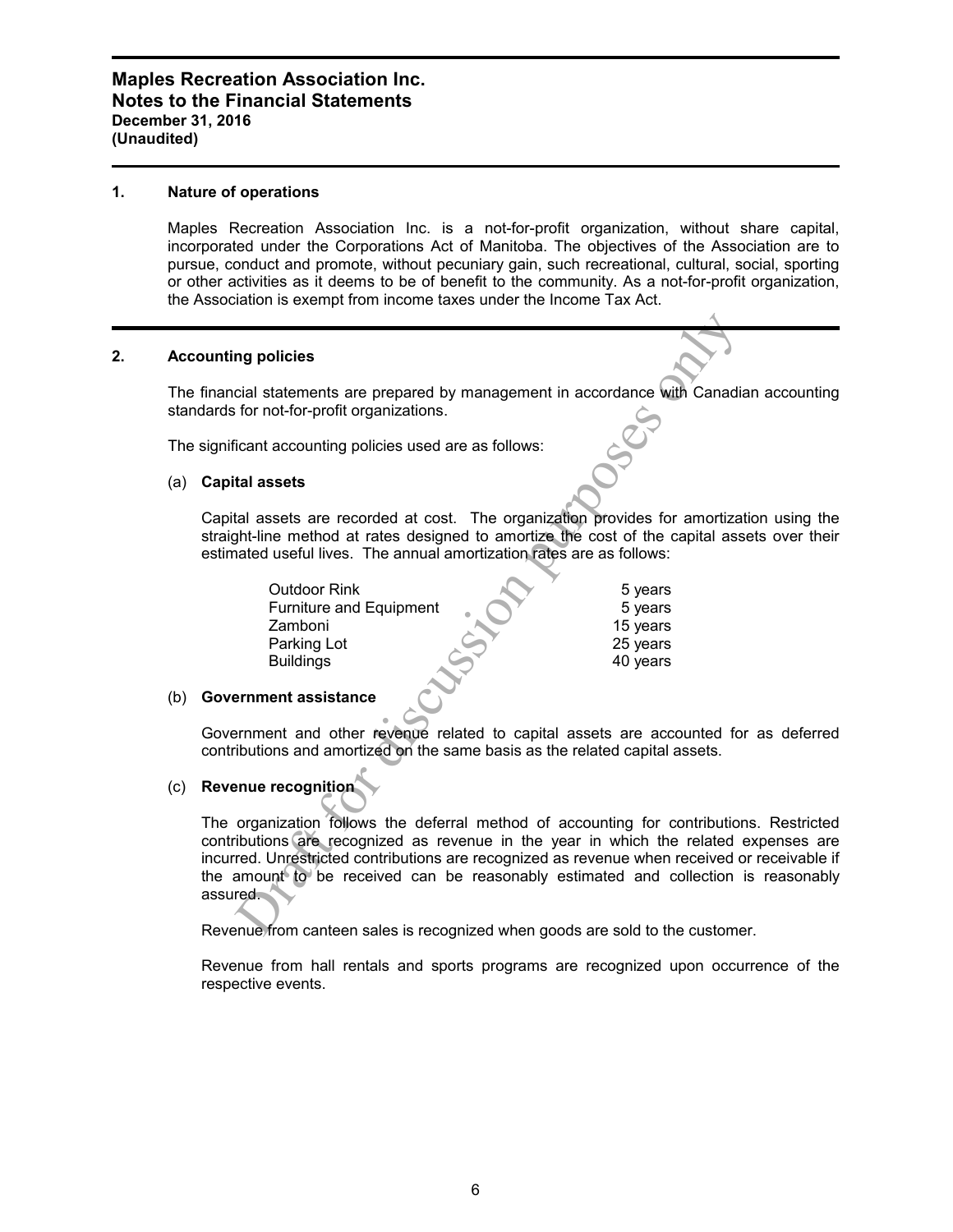**Maples Recreation Association Inc.**
**Notes to the Financial Statements**
**December 31, 2016**
**(Unaudited)**

## 1. Nature of operations

Maples Recreation Association Inc. is a not-for-profit organization, without share capital, incorporated under the Corporations Act of Manitoba. The objectives of the Association are to pursue, conduct and promote, without pecuniary gain, such recreational, cultural, social, sporting or other activities as it deems to be of benefit to the community. As a not-for-profit organization, the Association is exempt from income taxes under the Income Tax Act.

## 2. Accounting policies

The financial statements are prepared by management in accordance with Canadian accounting standards for not-for-profit organizations.

The significant accounting policies used are as follows:

### (a) Capital assets

Capital assets are recorded at cost. The organization provides for amortization using the straight-line method at rates designed to amortize the cost of the capital assets over their estimated useful lives. The annual amortization rates are as follows:

| | |
|---|---|
| Outdoor Rink | 5 years |
| Furniture and Equipment | 5 years |
| Zamboni | 15 years |
| Parking Lot | 25 years |
| Buildings | 40 years |

### (b) Government assistance

Government and other revenue related to capital assets are accounted for as deferred contributions and amortized on the same basis as the related capital assets.

### (c) Revenue recognition

The organization follows the deferral method of accounting for contributions. Restricted contributions are recognized as revenue in the year in which the related expenses are incurred. Unrestricted contributions are recognized as revenue when received or receivable if the amount to be received can be reasonably estimated and collection is reasonably assured.

Revenue from canteen sales is recognized when goods are sold to the customer.

Revenue from hall rentals and sports programs are recognized upon occurrence of the respective events.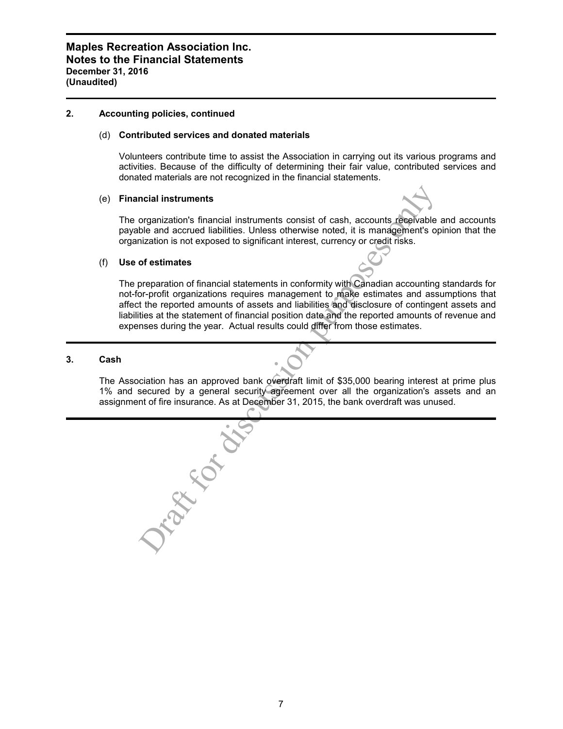**Maples Recreation Association Inc.**
**Notes to the Financial Statements**
**December 31, 2016**
**(Unaudited)**

## 2. Accounting policies, continued

### (d) Contributed services and donated materials

Volunteers contribute time to assist the Association in carrying out its various programs and activities. Because of the difficulty of determining their fair value, contributed services and donated materials are not recognized in the financial statements.

### (e) Financial instruments

The organization's financial instruments consist of cash, accounts receivable and accounts payable and accrued liabilities. Unless otherwise noted, it is management's opinion that the organization is not exposed to significant interest, currency or credit risks.

### (f) Use of estimates

The preparation of financial statements in conformity with Canadian accounting standards for not-for-profit organizations requires management to make estimates and assumptions that affect the reported amounts of assets and liabilities and disclosure of contingent assets and liabilities at the statement of financial position date and the reported amounts of revenue and expenses during the year. Actual results could differ from those estimates.

## 3. Cash

The Association has an approved bank overdraft limit of $35,000 bearing interest at prime plus 1% and secured by a general security agreement over all the organization's assets and an assignment of fire insurance. As at December 31, 2015, the bank overdraft was unused.

Draft for discussion purposes only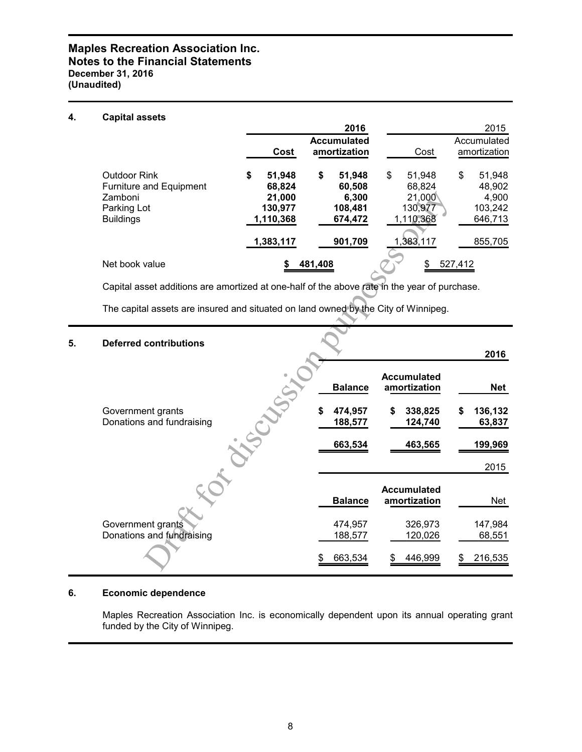**Maples Recreation Association Inc.**
**Notes to the Financial Statements**
**December 31, 2016**
**(Unaudited)**

## 4. Capital assets

| | 2016 | | 2015 | |
|---|---|---|---|---|
| | **Cost** | **Accumulated amortization** | Cost | Accumulated amortization |
| Outdoor Rink | **$ 51,948** | **$ 51,948** | $ 51,948 | $ 51,948 |
| Furniture and Equipment | **68,824** | **60,508** | 68,824 | 48,902 |
| Zamboni | **21,000** | **6,300** | 21,000 | 4,900 |
| Parking Lot | **130,977** | **108,481** | 130,977 | 103,242 |
| Buildings | **1,110,368** | **674,472** | 1,110,368 | 646,713 |
| | **1,383,117** | **901,709** | 1,383,117 | 855,705 |
| Net book value | **$ 481,408** | | $ 527,412 | |

Capital asset additions are amortized at one-half of the above rate in the year of purchase.

The capital assets are insured and situated on land owned by the City of Winnipeg.

## 5. Deferred contributions

| | | | **2016** |
|---|---|---|---|
| | **Balance** | **Accumulated amortization** | **Net** |
| Government grants | **$ 474,957** | **$ 338,825** | **$ 136,132** |
| Donations and fundraising | **188,577** | **124,740** | **63,837** |
| | **663,534** | **463,565** | **199,969** |

| | | | 2015 |
|---|---|---|---|
| | **Balance** | **Accumulated amortization** | Net |
| Government grants | 474,957 | 326,973 | 147,984 |
| Donations and fundraising | 188,577 | 120,026 | 68,551 |
| | $ 663,534 | $ 446,999 | $ 216,535 |

## 6. Economic dependence

Maples Recreation Association Inc. is economically dependent upon its annual operating grant funded by the City of Winnipeg.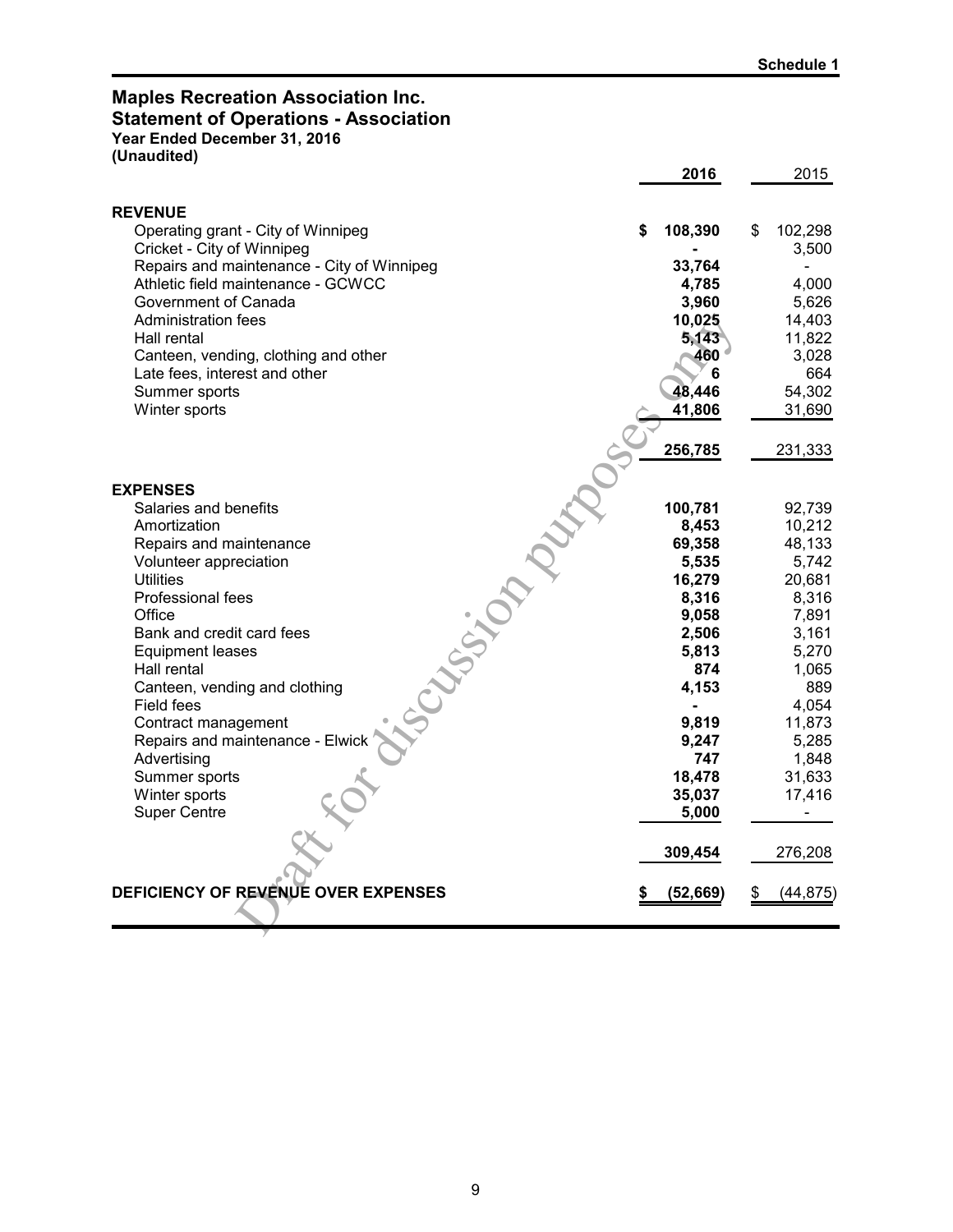**Schedule 1**

# Maples Recreation Association Inc.
## Statement of Operations - Association
### Year Ended December 31, 2016
### (Unaudited)

| | 2016 | 2015 |
|---|---|---|
| **REVENUE** | | |
| Operating grant - City of Winnipeg | $ 108,390 | $ 102,298 |
| Cricket - City of Winnipeg | - | 3,500 |
| Repairs and maintenance - City of Winnipeg | 33,764 | - |
| Athletic field maintenance - GCWCC | 4,785 | 4,000 |
| Government of Canada | 3,960 | 5,626 |
| Administration fees | 10,025 | 14,403 |
| Hall rental | 5,143 | 11,822 |
| Canteen, vending, clothing and other | 460 | 3,028 |
| Late fees, interest and other | 6 | 664 |
| Summer sports | 48,446 | 54,302 |
| Winter sports | 41,806 | 31,690 |
| | 256,785 | 231,333 |
| **EXPENSES** | | |
| Salaries and benefits | 100,781 | 92,739 |
| Amortization | 8,453 | 10,212 |
| Repairs and maintenance | 69,358 | 48,133 |
| Volunteer appreciation | 5,535 | 5,742 |
| Utilities | 16,279 | 20,681 |
| Professional fees | 8,316 | 8,316 |
| Office | 9,058 | 7,891 |
| Bank and credit card fees | 2,506 | 3,161 |
| Equipment leases | 5,813 | 5,270 |
| Hall rental | 874 | 1,065 |
| Canteen, vending and clothing | 4,153 | 889 |
| Field fees | - | 4,054 |
| Contract management | 9,819 | 11,873 |
| Repairs and maintenance - Elwick | 9,247 | 5,285 |
| Advertising | 747 | 1,848 |
| Summer sports | 18,478 | 31,633 |
| Winter sports | 35,037 | 17,416 |
| Super Centre | 5,000 | - |
| | 309,454 | 276,208 |
| **DEFICIENCY OF REVENUE OVER EXPENSES** | $ (52,669) | $ (44,875) |

Draft for discussion purposes only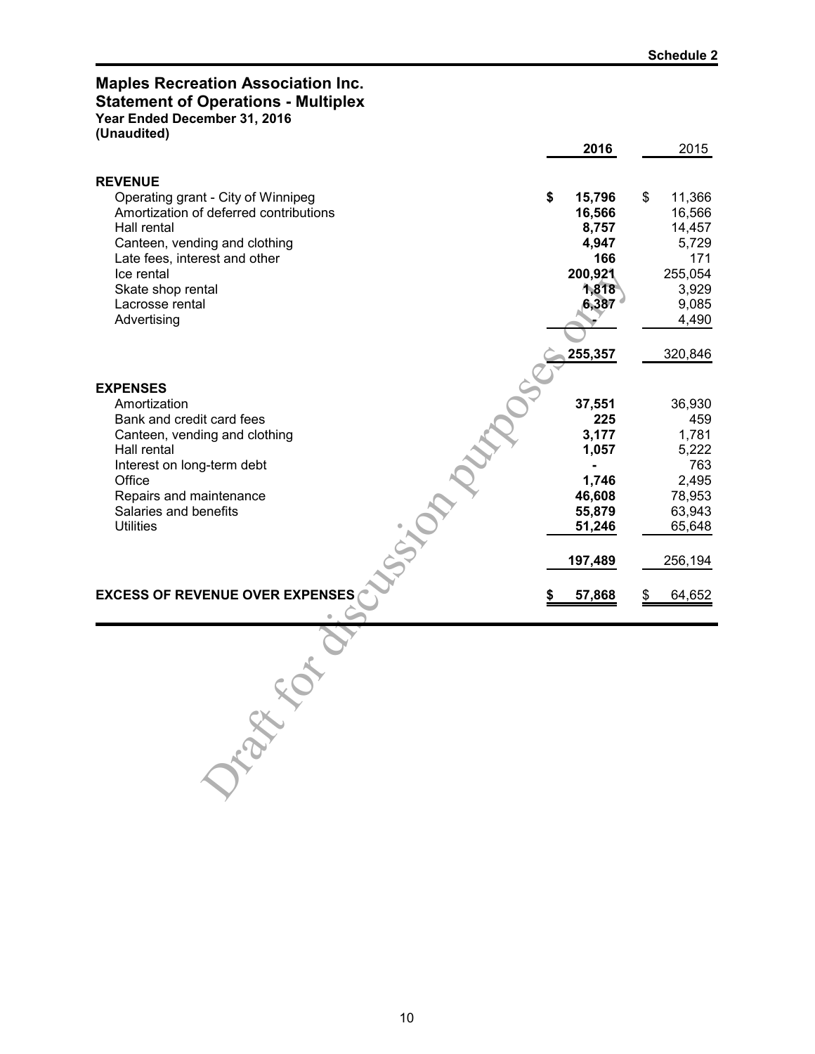Schedule 2

# Maples Recreation Association Inc.
## Statement of Operations - Multiplex
### Year Ended December 31, 2016
### (Unaudited)

| | 2016 | 2015 |
|---|---|---|
| **REVENUE** | | |
| Operating grant - City of Winnipeg | $ 15,796 | $ 11,366 |
| Amortization of deferred contributions | 16,566 | 16,566 |
| Hall rental | 8,757 | 14,457 |
| Canteen, vending and clothing | 4,947 | 5,729 |
| Late fees, interest and other | 166 | 171 |
| Ice rental | 200,921 | 255,054 |
| Skate shop rental | 1,818 | 3,929 |
| Lacrosse rental | 6,387 | 9,085 |
| Advertising | - | 4,490 |
| | 255,357 | 320,846 |
| **EXPENSES** | | |
| Amortization | 37,551 | 36,930 |
| Bank and credit card fees | 225 | 459 |
| Canteen, vending and clothing | 3,177 | 1,781 |
| Hall rental | 1,057 | 5,222 |
| Interest on long-term debt | - | 763 |
| Office | 1,746 | 2,495 |
| Repairs and maintenance | 46,608 | 78,953 |
| Salaries and benefits | 55,879 | 63,943 |
| Utilities | 51,246 | 65,648 |
| | 197,489 | 256,194 |
| **EXCESS OF REVENUE OVER EXPENSES** | $ 57,868 | $ 64,652 |

Draft for discussion purposes only